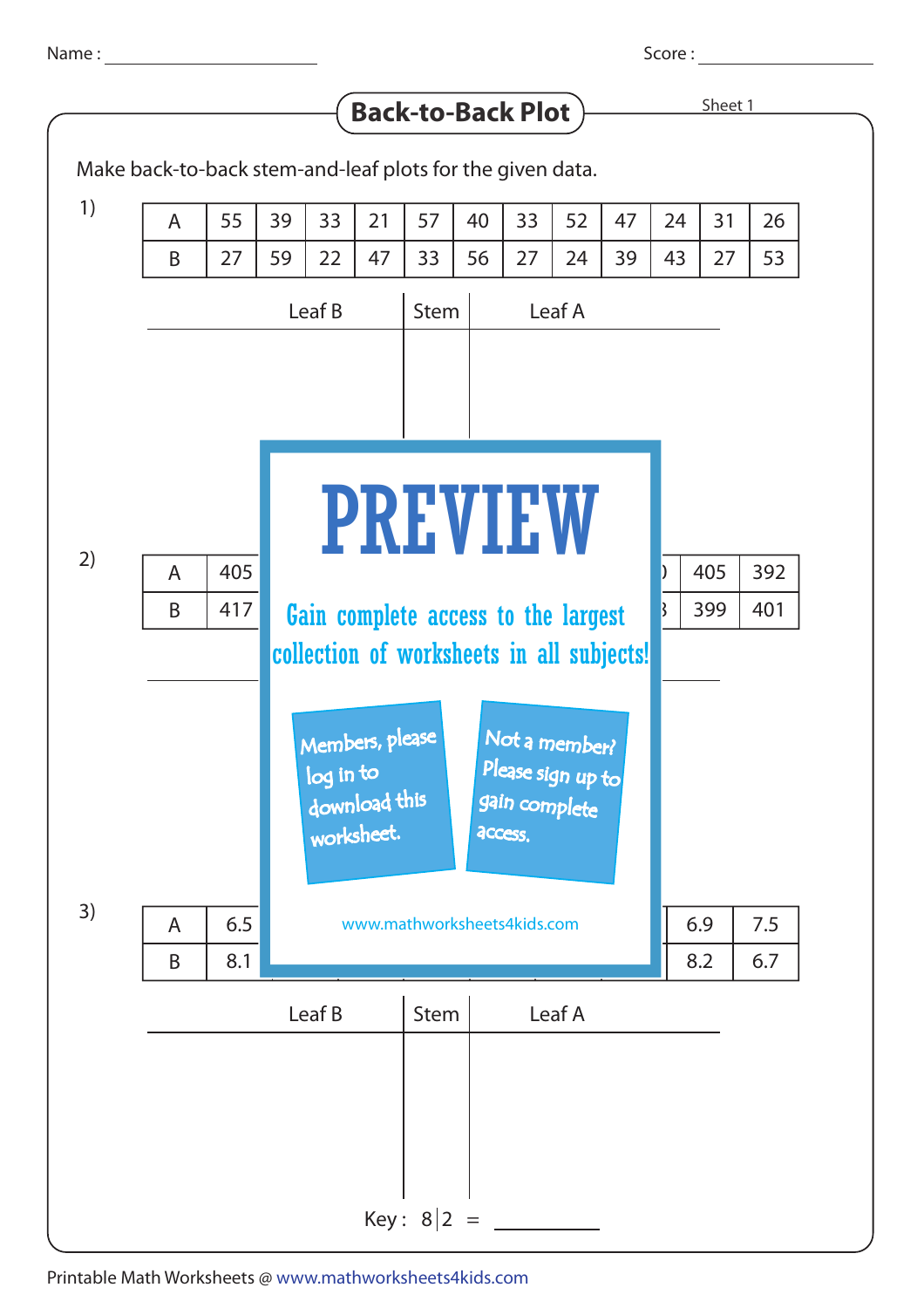Name : ______________ Score : ______________

# Back-to-Back Plot

Sheet 1

Make back-to-back stem-and-leaf plots for the given data.

1)

| A | 55 | 39 | 33 | 21 | 57 | 40 | 33 | 52 | 47 | 24 | 31 | 26 |
|---|---|---|---|---|---|---|---|---|---|---|---|---|
| B | 27 | 59 | 22 | 47 | 33 | 56 | 27 | 24 | 39 | 43 | 27 | 53 |

| Leaf B | Stem | Leaf A |
|---|---|---|
| | | |

PREVIEW

Gain complete access to the largest collection of worksheets in all subjects!

Members, please log in to download this worksheet.

Not a member? Please sign up to gain complete access.

www.mathworksheets4kids.com

2)

| A | 405 | ... | 405 | 392 |
|---|---|---|---|---|
| B | 417 | ... | 399 | 401 |

3)

| A | 6.5 | ... | 6.9 | 7.5 |
|---|---|---|---|---|
| B | 8.1 | ... | 8.2 | 6.7 |

| Leaf B | Stem | Leaf A |
|---|---|---|
| | | |

Key : 8 | 2 = ______

Printable Math Worksheets @ www.mathworksheets4kids.com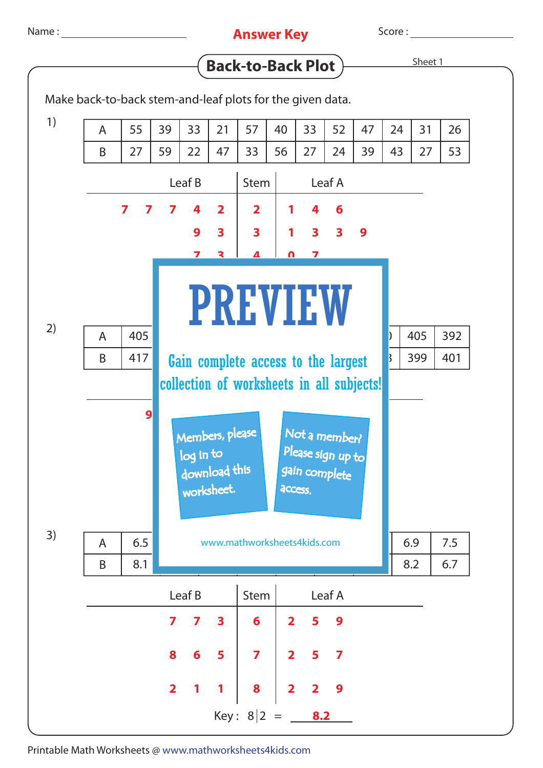Name : ____________ **Answer Key** Score : ____________

# Back-to-Back Plot

Sheet 1

Make back-to-back stem-and-leaf plots for the given data.

1)

| | | | | | | | | | | | | |
|---|---|---|---|---|---|---|---|---|---|---|---|---|
| A | 55 | 39 | 33 | 21 | 57 | 40 | 33 | 52 | 47 | 24 | 31 | 26 |
| B | 27 | 59 | 22 | 47 | 33 | 56 | 27 | 24 | 39 | 43 | 27 | 53 |

| Leaf B | Stem | Leaf A |
|---|---|---|
| 7 7 7 4 2 | 2 | 1 4 6 |
| 9 3 | 3 | 1 3 3 9 |
| 7 3 | 4 | 0 7 |

**PREVIEW**

Gain complete access to the largest collection of worksheets in all subjects!

Members, please log in to download this worksheet.

Not a member? Please sign up to gain complete access.

www.mathworksheets4kids.com

2)

| | | | | |
|---|---|---|---|---|
| A | 405 | ) | 405 | 392 |
| B | 417 | 3 | 399 | 401 |

9

3)

| | | | |
|---|---|---|---|
| A | 6.5 | 6.9 | 7.5 |
| B | 8.1 | 8.2 | 6.7 |

| Leaf B | Stem | Leaf A |
|---|---|---|
| 7 7 3 | 6 | 2 5 9 |
| 8 6 5 | 7 | 2 5 7 |
| 2 1 1 | 8 | 2 2 9 |

Key : 8|2 = **8.2**

Printable Math Worksheets @ www.mathworksheets4kids.com